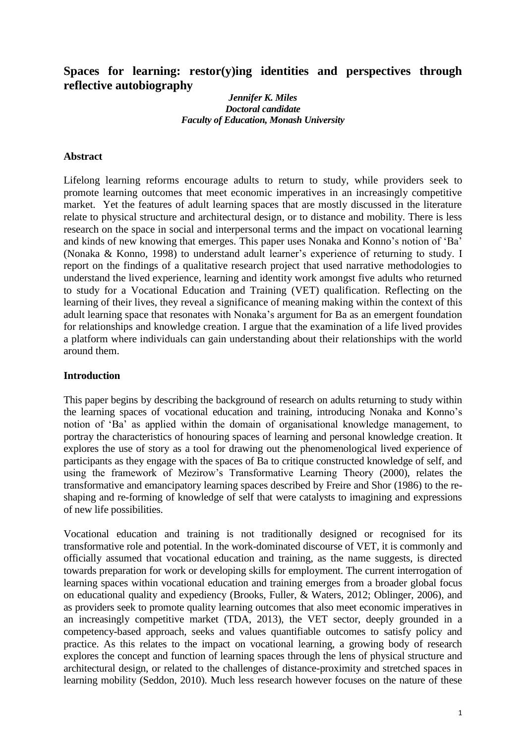# Spaces for learning: restor(y)ing identities and perspectives through reflective autobiography

***Jennifer K. Miles***
***Doctoral candidate***
***Faculty of Education, Monash University***

## Abstract

Lifelong learning reforms encourage adults to return to study, while providers seek to promote learning outcomes that meet economic imperatives in an increasingly competitive market. Yet the features of adult learning spaces that are mostly discussed in the literature relate to physical structure and architectural design, or to distance and mobility. There is less research on the space in social and interpersonal terms and the impact on vocational learning and kinds of new knowing that emerges. This paper uses Nonaka and Konno's notion of 'Ba' (Nonaka & Konno, 1998) to understand adult learner's experience of returning to study. I report on the findings of a qualitative research project that used narrative methodologies to understand the lived experience, learning and identity work amongst five adults who returned to study for a Vocational Education and Training (VET) qualification. Reflecting on the learning of their lives, they reveal a significance of meaning making within the context of this adult learning space that resonates with Nonaka's argument for Ba as an emergent foundation for relationships and knowledge creation. I argue that the examination of a life lived provides a platform where individuals can gain understanding about their relationships with the world around them.

## Introduction

This paper begins by describing the background of research on adults returning to study within the learning spaces of vocational education and training, introducing Nonaka and Konno's notion of 'Ba' as applied within the domain of organisational knowledge management, to portray the characteristics of honouring spaces of learning and personal knowledge creation. It explores the use of story as a tool for drawing out the phenomenological lived experience of participants as they engage with the spaces of Ba to critique constructed knowledge of self, and using the framework of Mezirow's Transformative Learning Theory (2000), relates the transformative and emancipatory learning spaces described by Freire and Shor (1986) to the re-shaping and re-forming of knowledge of self that were catalysts to imagining and expressions of new life possibilities.

Vocational education and training is not traditionally designed or recognised for its transformative role and potential. In the work-dominated discourse of VET, it is commonly and officially assumed that vocational education and training, as the name suggests, is directed towards preparation for work or developing skills for employment. The current interrogation of learning spaces within vocational education and training emerges from a broader global focus on educational quality and expediency (Brooks, Fuller, & Waters, 2012; Oblinger, 2006), and as providers seek to promote quality learning outcomes that also meet economic imperatives in an increasingly competitive market (TDA, 2013), the VET sector, deeply grounded in a competency-based approach, seeks and values quantifiable outcomes to satisfy policy and practice. As this relates to the impact on vocational learning, a growing body of research explores the concept and function of learning spaces through the lens of physical structure and architectural design, or related to the challenges of distance-proximity and stretched spaces in learning mobility (Seddon, 2010). Much less research however focuses on the nature of these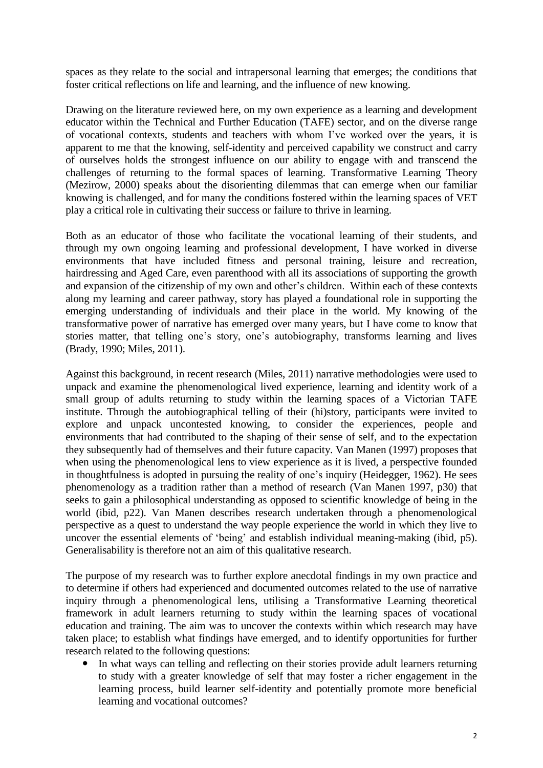spaces as they relate to the social and intrapersonal learning that emerges; the conditions that foster critical reflections on life and learning, and the influence of new knowing.

Drawing on the literature reviewed here, on my own experience as a learning and development educator within the Technical and Further Education (TAFE) sector, and on the diverse range of vocational contexts, students and teachers with whom I've worked over the years, it is apparent to me that the knowing, self-identity and perceived capability we construct and carry of ourselves holds the strongest influence on our ability to engage with and transcend the challenges of returning to the formal spaces of learning. Transformative Learning Theory (Mezirow, 2000) speaks about the disorienting dilemmas that can emerge when our familiar knowing is challenged, and for many the conditions fostered within the learning spaces of VET play a critical role in cultivating their success or failure to thrive in learning.

Both as an educator of those who facilitate the vocational learning of their students, and through my own ongoing learning and professional development, I have worked in diverse environments that have included fitness and personal training, leisure and recreation, hairdressing and Aged Care, even parenthood with all its associations of supporting the growth and expansion of the citizenship of my own and other's children. Within each of these contexts along my learning and career pathway, story has played a foundational role in supporting the emerging understanding of individuals and their place in the world. My knowing of the transformative power of narrative has emerged over many years, but I have come to know that stories matter, that telling one's story, one's autobiography, transforms learning and lives (Brady, 1990; Miles, 2011).

Against this background, in recent research (Miles, 2011) narrative methodologies were used to unpack and examine the phenomenological lived experience, learning and identity work of a small group of adults returning to study within the learning spaces of a Victorian TAFE institute. Through the autobiographical telling of their (hi)story, participants were invited to explore and unpack uncontested knowing, to consider the experiences, people and environments that had contributed to the shaping of their sense of self, and to the expectation they subsequently had of themselves and their future capacity. Van Manen (1997) proposes that when using the phenomenological lens to view experience as it is lived, a perspective founded in thoughtfulness is adopted in pursuing the reality of one's inquiry (Heidegger, 1962). He sees phenomenology as a tradition rather than a method of research (Van Manen 1997, p30) that seeks to gain a philosophical understanding as opposed to scientific knowledge of being in the world (ibid, p22). Van Manen describes research undertaken through a phenomenological perspective as a quest to understand the way people experience the world in which they live to uncover the essential elements of 'being' and establish individual meaning-making (ibid, p5). Generalisability is therefore not an aim of this qualitative research.

The purpose of my research was to further explore anecdotal findings in my own practice and to determine if others had experienced and documented outcomes related to the use of narrative inquiry through a phenomenological lens, utilising a Transformative Learning theoretical framework in adult learners returning to study within the learning spaces of vocational education and training. The aim was to uncover the contexts within which research may have taken place; to establish what findings have emerged, and to identify opportunities for further research related to the following questions:

- In what ways can telling and reflecting on their stories provide adult learners returning to study with a greater knowledge of self that may foster a richer engagement in the learning process, build learner self-identity and potentially promote more beneficial learning and vocational outcomes?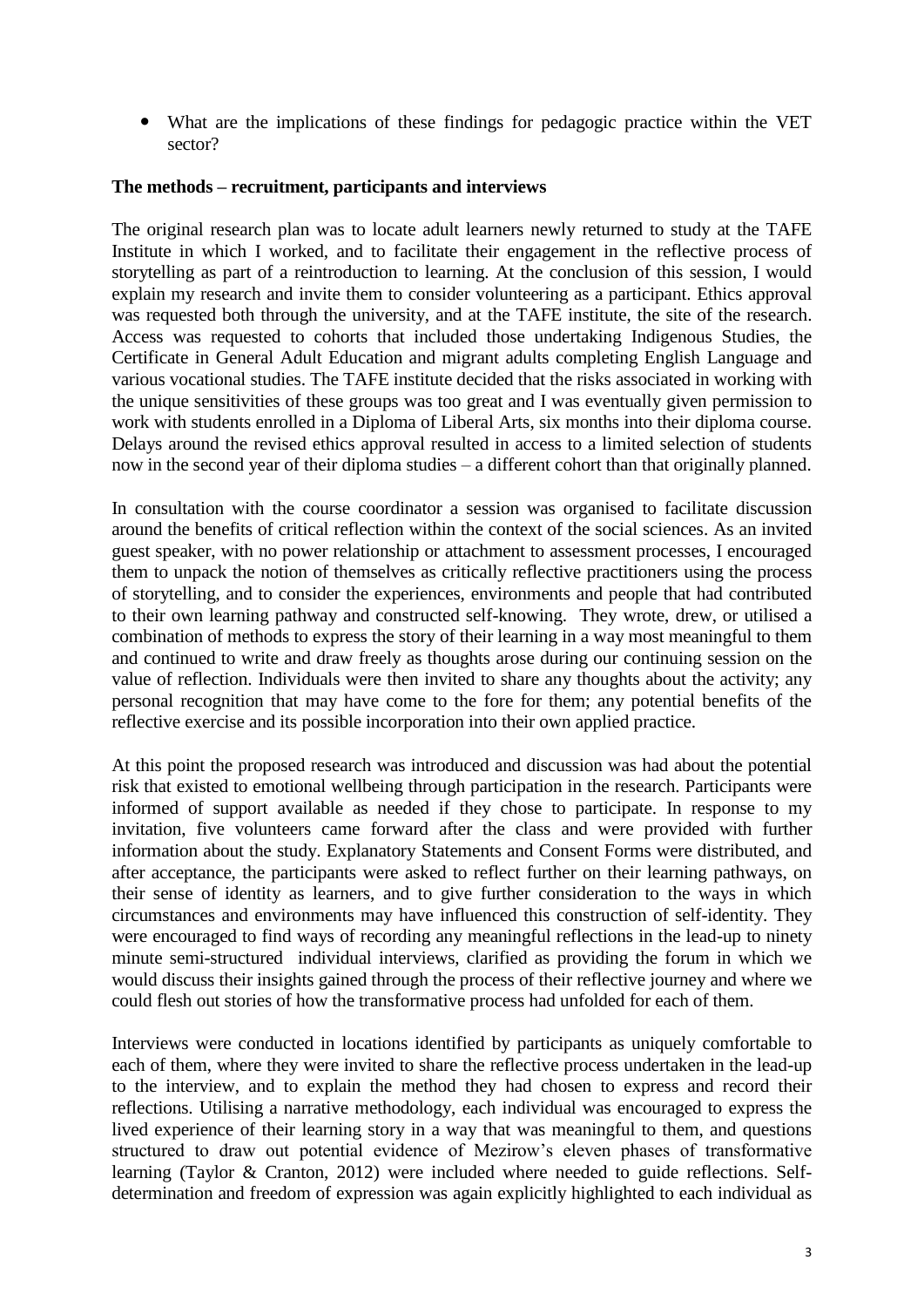- What are the implications of these findings for pedagogic practice within the VET sector?

**The methods – recruitment, participants and interviews**

The original research plan was to locate adult learners newly returned to study at the TAFE Institute in which I worked, and to facilitate their engagement in the reflective process of storytelling as part of a reintroduction to learning. At the conclusion of this session, I would explain my research and invite them to consider volunteering as a participant. Ethics approval was requested both through the university, and at the TAFE institute, the site of the research. Access was requested to cohorts that included those undertaking Indigenous Studies, the Certificate in General Adult Education and migrant adults completing English Language and various vocational studies. The TAFE institute decided that the risks associated in working with the unique sensitivities of these groups was too great and I was eventually given permission to work with students enrolled in a Diploma of Liberal Arts, six months into their diploma course. Delays around the revised ethics approval resulted in access to a limited selection of students now in the second year of their diploma studies – a different cohort than that originally planned.

In consultation with the course coordinator a session was organised to facilitate discussion around the benefits of critical reflection within the context of the social sciences. As an invited guest speaker, with no power relationship or attachment to assessment processes, I encouraged them to unpack the notion of themselves as critically reflective practitioners using the process of storytelling, and to consider the experiences, environments and people that had contributed to their own learning pathway and constructed self-knowing. They wrote, drew, or utilised a combination of methods to express the story of their learning in a way most meaningful to them and continued to write and draw freely as thoughts arose during our continuing session on the value of reflection. Individuals were then invited to share any thoughts about the activity; any personal recognition that may have come to the fore for them; any potential benefits of the reflective exercise and its possible incorporation into their own applied practice.

At this point the proposed research was introduced and discussion was had about the potential risk that existed to emotional wellbeing through participation in the research. Participants were informed of support available as needed if they chose to participate. In response to my invitation, five volunteers came forward after the class and were provided with further information about the study. Explanatory Statements and Consent Forms were distributed, and after acceptance, the participants were asked to reflect further on their learning pathways, on their sense of identity as learners, and to give further consideration to the ways in which circumstances and environments may have influenced this construction of self-identity. They were encouraged to find ways of recording any meaningful reflections in the lead-up to ninety minute semi-structured individual interviews, clarified as providing the forum in which we would discuss their insights gained through the process of their reflective journey and where we could flesh out stories of how the transformative process had unfolded for each of them.

Interviews were conducted in locations identified by participants as uniquely comfortable to each of them, where they were invited to share the reflective process undertaken in the lead-up to the interview, and to explain the method they had chosen to express and record their reflections. Utilising a narrative methodology, each individual was encouraged to express the lived experience of their learning story in a way that was meaningful to them, and questions structured to draw out potential evidence of Mezirow's eleven phases of transformative learning (Taylor & Cranton, 2012) were included where needed to guide reflections. Self-determination and freedom of expression was again explicitly highlighted to each individual as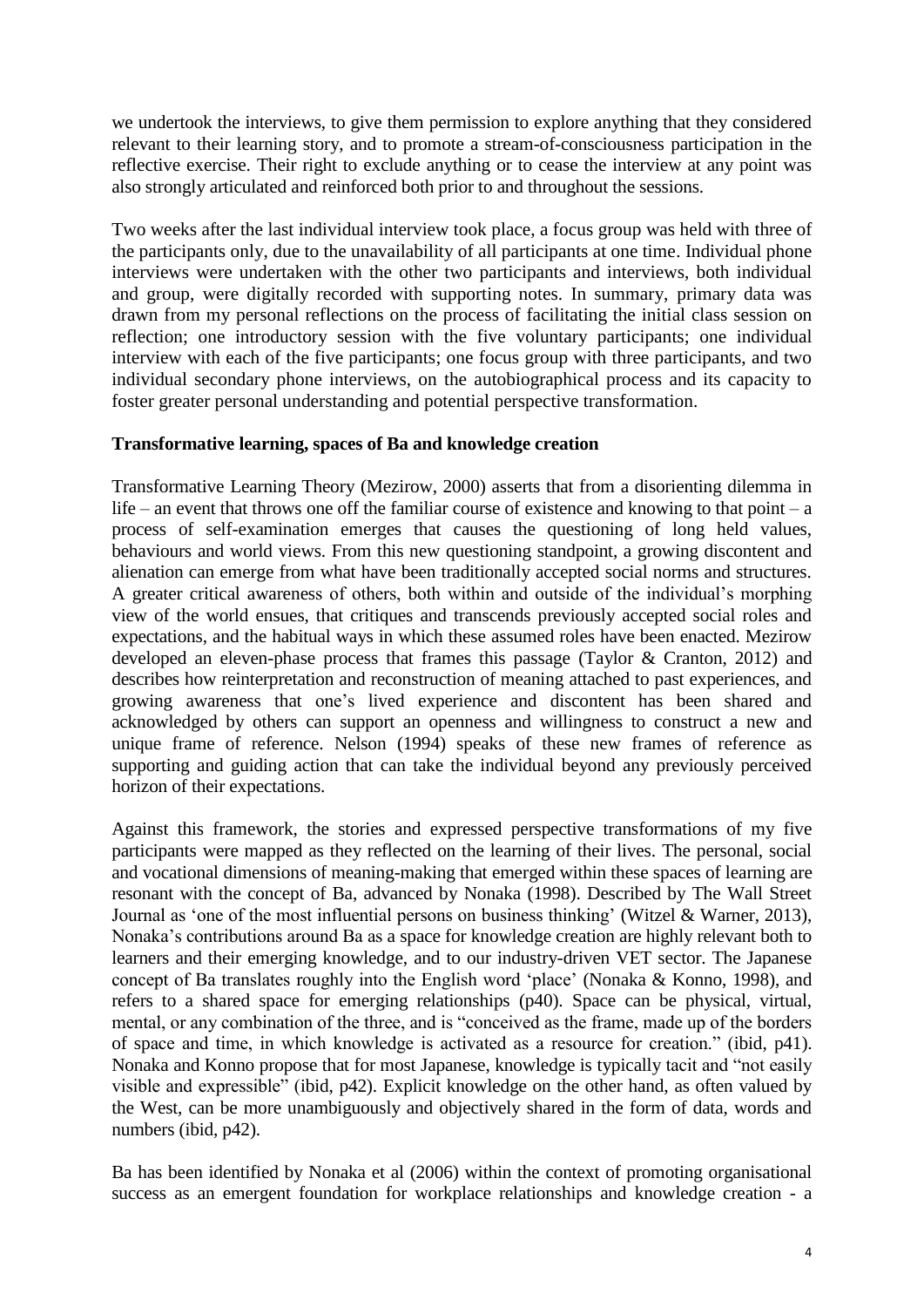we undertook the interviews, to give them permission to explore anything that they considered relevant to their learning story, and to promote a stream-of-consciousness participation in the reflective exercise. Their right to exclude anything or to cease the interview at any point was also strongly articulated and reinforced both prior to and throughout the sessions.

Two weeks after the last individual interview took place, a focus group was held with three of the participants only, due to the unavailability of all participants at one time. Individual phone interviews were undertaken with the other two participants and interviews, both individual and group, were digitally recorded with supporting notes. In summary, primary data was drawn from my personal reflections on the process of facilitating the initial class session on reflection; one introductory session with the five voluntary participants; one individual interview with each of the five participants; one focus group with three participants, and two individual secondary phone interviews, on the autobiographical process and its capacity to foster greater personal understanding and potential perspective transformation.

**Transformative learning, spaces of Ba and knowledge creation**

Transformative Learning Theory (Mezirow, 2000) asserts that from a disorienting dilemma in life – an event that throws one off the familiar course of existence and knowing to that point – a process of self-examination emerges that causes the questioning of long held values, behaviours and world views. From this new questioning standpoint, a growing discontent and alienation can emerge from what have been traditionally accepted social norms and structures. A greater critical awareness of others, both within and outside of the individual's morphing view of the world ensues, that critiques and transcends previously accepted social roles and expectations, and the habitual ways in which these assumed roles have been enacted. Mezirow developed an eleven-phase process that frames this passage (Taylor & Cranton, 2012) and describes how reinterpretation and reconstruction of meaning attached to past experiences, and growing awareness that one's lived experience and discontent has been shared and acknowledged by others can support an openness and willingness to construct a new and unique frame of reference. Nelson (1994) speaks of these new frames of reference as supporting and guiding action that can take the individual beyond any previously perceived horizon of their expectations.

Against this framework, the stories and expressed perspective transformations of my five participants were mapped as they reflected on the learning of their lives. The personal, social and vocational dimensions of meaning-making that emerged within these spaces of learning are resonant with the concept of Ba, advanced by Nonaka (1998). Described by The Wall Street Journal as 'one of the most influential persons on business thinking' (Witzel & Warner, 2013), Nonaka's contributions around Ba as a space for knowledge creation are highly relevant both to learners and their emerging knowledge, and to our industry-driven VET sector. The Japanese concept of Ba translates roughly into the English word 'place' (Nonaka & Konno, 1998), and refers to a shared space for emerging relationships (p40). Space can be physical, virtual, mental, or any combination of the three, and is "conceived as the frame, made up of the borders of space and time, in which knowledge is activated as a resource for creation." (ibid, p41). Nonaka and Konno propose that for most Japanese, knowledge is typically tacit and "not easily visible and expressible" (ibid, p42). Explicit knowledge on the other hand, as often valued by the West, can be more unambiguously and objectively shared in the form of data, words and numbers (ibid, p42).

Ba has been identified by Nonaka et al (2006) within the context of promoting organisational success as an emergent foundation for workplace relationships and knowledge creation - a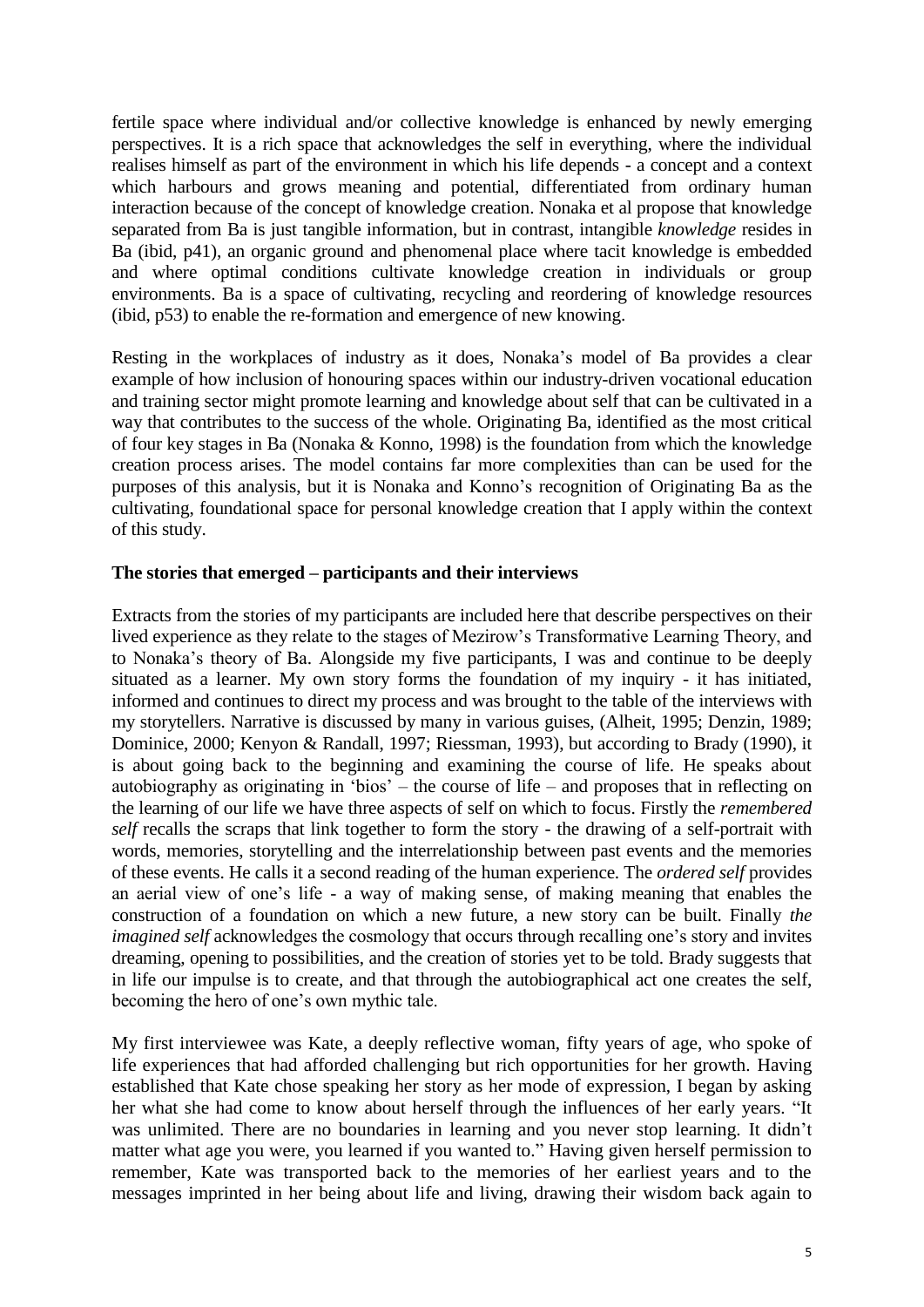fertile space where individual and/or collective knowledge is enhanced by newly emerging perspectives. It is a rich space that acknowledges the self in everything, where the individual realises himself as part of the environment in which his life depends - a concept and a context which harbours and grows meaning and potential, differentiated from ordinary human interaction because of the concept of knowledge creation. Nonaka et al propose that knowledge separated from Ba is just tangible information, but in contrast, intangible *knowledge* resides in Ba (ibid, p41), an organic ground and phenomenal place where tacit knowledge is embedded and where optimal conditions cultivate knowledge creation in individuals or group environments. Ba is a space of cultivating, recycling and reordering of knowledge resources (ibid, p53) to enable the re-formation and emergence of new knowing.

Resting in the workplaces of industry as it does, Nonaka's model of Ba provides a clear example of how inclusion of honouring spaces within our industry-driven vocational education and training sector might promote learning and knowledge about self that can be cultivated in a way that contributes to the success of the whole. Originating Ba, identified as the most critical of four key stages in Ba (Nonaka & Konno, 1998) is the foundation from which the knowledge creation process arises. The model contains far more complexities than can be used for the purposes of this analysis, but it is Nonaka and Konno's recognition of Originating Ba as the cultivating, foundational space for personal knowledge creation that I apply within the context of this study.

**The stories that emerged – participants and their interviews**

Extracts from the stories of my participants are included here that describe perspectives on their lived experience as they relate to the stages of Mezirow's Transformative Learning Theory, and to Nonaka's theory of Ba. Alongside my five participants, I was and continue to be deeply situated as a learner. My own story forms the foundation of my inquiry - it has initiated, informed and continues to direct my process and was brought to the table of the interviews with my storytellers. Narrative is discussed by many in various guises, (Alheit, 1995; Denzin, 1989; Dominice, 2000; Kenyon & Randall, 1997; Riessman, 1993), but according to Brady (1990), it is about going back to the beginning and examining the course of life. He speaks about autobiography as originating in 'bios' – the course of life – and proposes that in reflecting on the learning of our life we have three aspects of self on which to focus. Firstly the *remembered self* recalls the scraps that link together to form the story - the drawing of a self-portrait with words, memories, storytelling and the interrelationship between past events and the memories of these events. He calls it a second reading of the human experience. The *ordered self* provides an aerial view of one's life - a way of making sense, of making meaning that enables the construction of a foundation on which a new future, a new story can be built. Finally *the imagined self* acknowledges the cosmology that occurs through recalling one's story and invites dreaming, opening to possibilities, and the creation of stories yet to be told. Brady suggests that in life our impulse is to create, and that through the autobiographical act one creates the self, becoming the hero of one's own mythic tale.

My first interviewee was Kate, a deeply reflective woman, fifty years of age, who spoke of life experiences that had afforded challenging but rich opportunities for her growth. Having established that Kate chose speaking her story as her mode of expression, I began by asking her what she had come to know about herself through the influences of her early years. "It was unlimited. There are no boundaries in learning and you never stop learning. It didn't matter what age you were, you learned if you wanted to." Having given herself permission to remember, Kate was transported back to the memories of her earliest years and to the messages imprinted in her being about life and living, drawing their wisdom back again to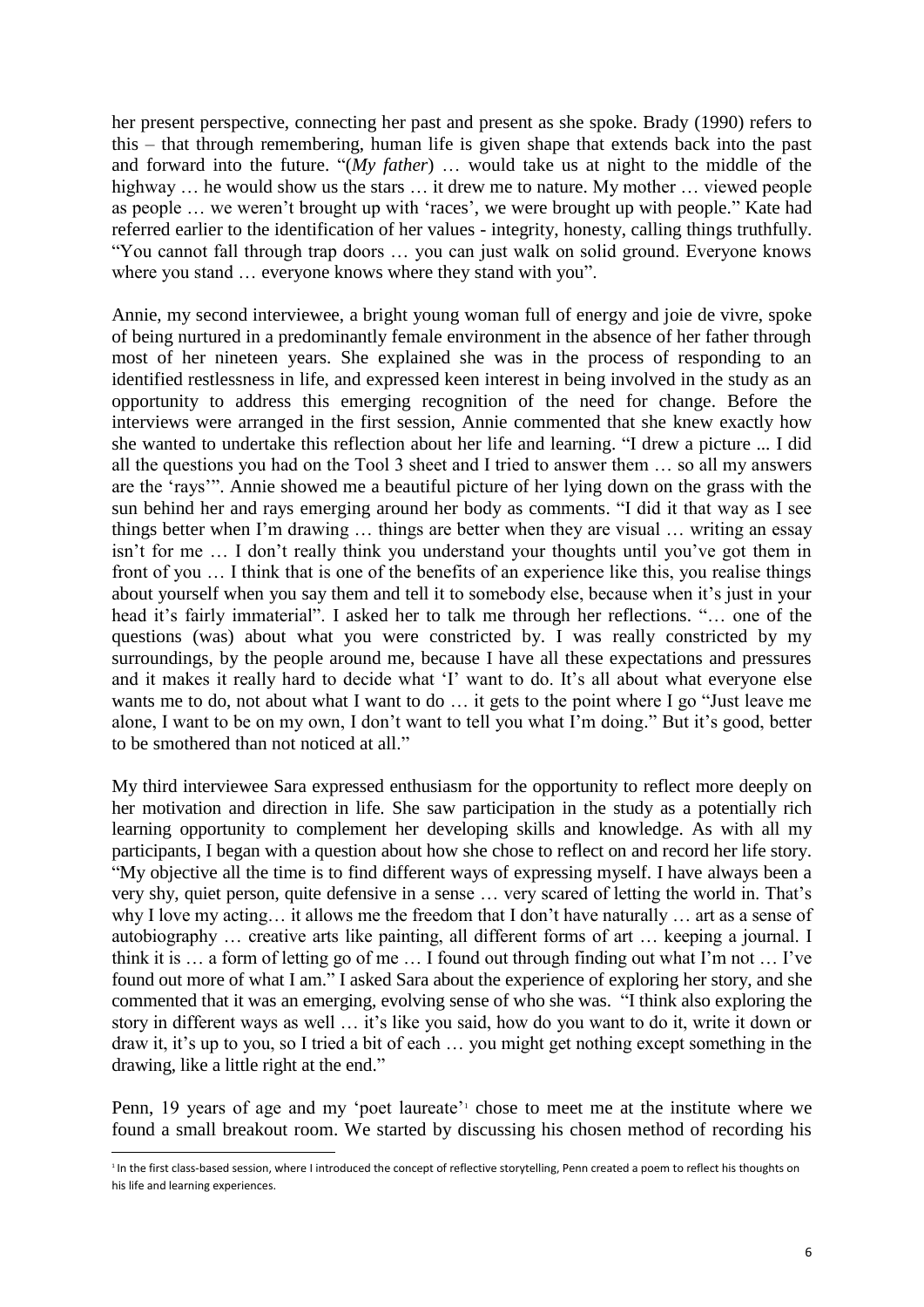her present perspective, connecting her past and present as she spoke. Brady (1990) refers to this – that through remembering, human life is given shape that extends back into the past and forward into the future. "(*My father*) … would take us at night to the middle of the highway … he would show us the stars … it drew me to nature. My mother … viewed people as people … we weren't brought up with 'races', we were brought up with people." Kate had referred earlier to the identification of her values - integrity, honesty, calling things truthfully. "You cannot fall through trap doors … you can just walk on solid ground. Everyone knows where you stand … everyone knows where they stand with you".

Annie, my second interviewee, a bright young woman full of energy and joie de vivre, spoke of being nurtured in a predominantly female environment in the absence of her father through most of her nineteen years. She explained she was in the process of responding to an identified restlessness in life, and expressed keen interest in being involved in the study as an opportunity to address this emerging recognition of the need for change. Before the interviews were arranged in the first session, Annie commented that she knew exactly how she wanted to undertake this reflection about her life and learning. "I drew a picture ... I did all the questions you had on the Tool 3 sheet and I tried to answer them … so all my answers are the 'rays'". Annie showed me a beautiful picture of her lying down on the grass with the sun behind her and rays emerging around her body as comments. "I did it that way as I see things better when I'm drawing … things are better when they are visual … writing an essay isn't for me … I don't really think you understand your thoughts until you've got them in front of you … I think that is one of the benefits of an experience like this, you realise things about yourself when you say them and tell it to somebody else, because when it's just in your head it's fairly immaterial". I asked her to talk me through her reflections. "… one of the questions (was) about what you were constricted by. I was really constricted by my surroundings, by the people around me, because I have all these expectations and pressures and it makes it really hard to decide what 'I' want to do. It's all about what everyone else wants me to do, not about what I want to do … it gets to the point where I go "Just leave me alone, I want to be on my own, I don't want to tell you what I'm doing." But it's good, better to be smothered than not noticed at all."

My third interviewee Sara expressed enthusiasm for the opportunity to reflect more deeply on her motivation and direction in life. She saw participation in the study as a potentially rich learning opportunity to complement her developing skills and knowledge. As with all my participants, I began with a question about how she chose to reflect on and record her life story. "My objective all the time is to find different ways of expressing myself. I have always been a very shy, quiet person, quite defensive in a sense … very scared of letting the world in. That's why I love my acting… it allows me the freedom that I don't have naturally … art as a sense of autobiography … creative arts like painting, all different forms of art … keeping a journal. I think it is … a form of letting go of me … I found out through finding out what I'm not … I've found out more of what I am." I asked Sara about the experience of exploring her story, and she commented that it was an emerging, evolving sense of who she was. "I think also exploring the story in different ways as well … it's like you said, how do you want to do it, write it down or draw it, it's up to you, so I tried a bit of each … you might get nothing except something in the drawing, like a little right at the end."

Penn, 19 years of age and my 'poet laureate'[1] chose to meet me at the institute where we found a small breakout room. We started by discussing his chosen method of recording his

[1] In the first class-based session, where I introduced the concept of reflective storytelling, Penn created a poem to reflect his thoughts on his life and learning experiences.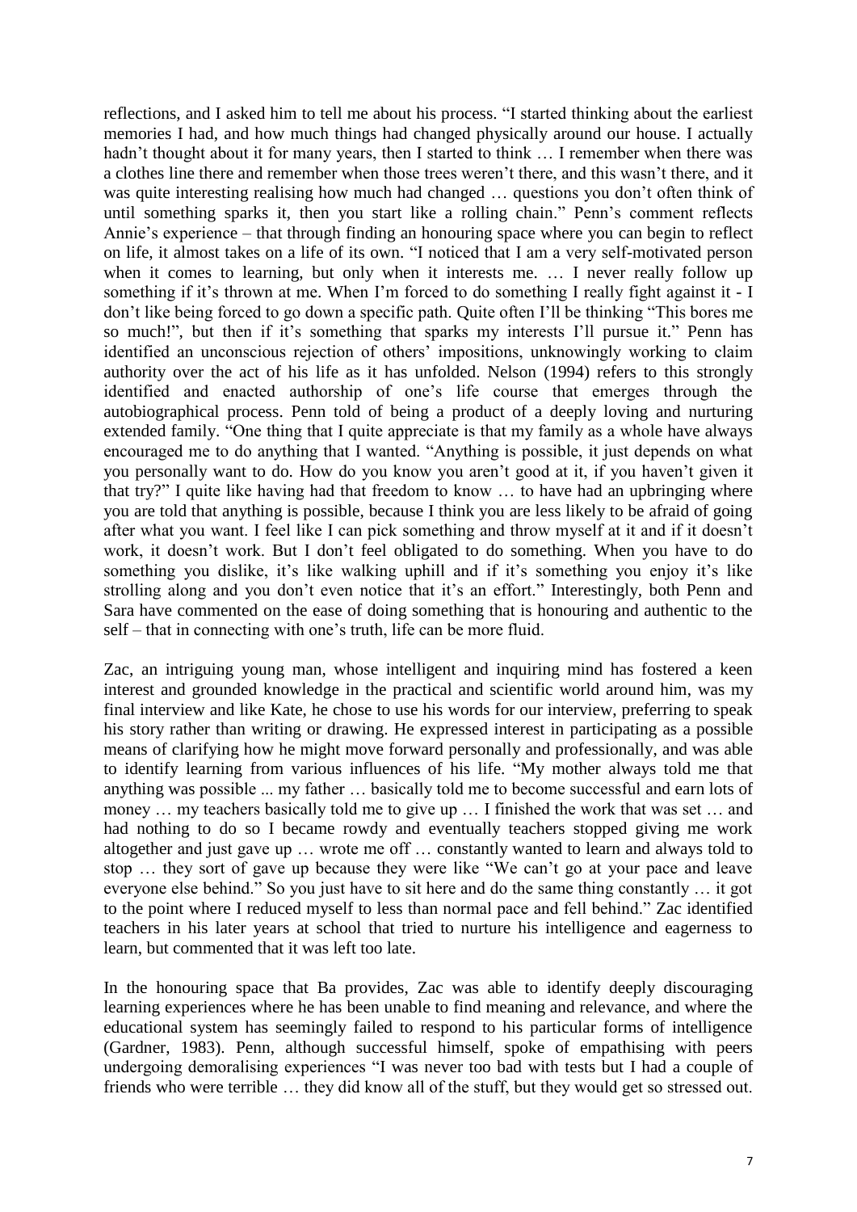reflections, and I asked him to tell me about his process. "I started thinking about the earliest memories I had, and how much things had changed physically around our house. I actually hadn't thought about it for many years, then I started to think … I remember when there was a clothes line there and remember when those trees weren't there, and this wasn't there, and it was quite interesting realising how much had changed … questions you don't often think of until something sparks it, then you start like a rolling chain." Penn's comment reflects Annie's experience – that through finding an honouring space where you can begin to reflect on life, it almost takes on a life of its own. "I noticed that I am a very self-motivated person when it comes to learning, but only when it interests me. … I never really follow up something if it's thrown at me. When I'm forced to do something I really fight against it - I don't like being forced to go down a specific path. Quite often I'll be thinking "This bores me so much!", but then if it's something that sparks my interests I'll pursue it." Penn has identified an unconscious rejection of others' impositions, unknowingly working to claim authority over the act of his life as it has unfolded. Nelson (1994) refers to this strongly identified and enacted authorship of one's life course that emerges through the autobiographical process. Penn told of being a product of a deeply loving and nurturing extended family. "One thing that I quite appreciate is that my family as a whole have always encouraged me to do anything that I wanted. "Anything is possible, it just depends on what you personally want to do. How do you know you aren't good at it, if you haven't given it that try?" I quite like having had that freedom to know … to have had an upbringing where you are told that anything is possible, because I think you are less likely to be afraid of going after what you want. I feel like I can pick something and throw myself at it and if it doesn't work, it doesn't work. But I don't feel obligated to do something. When you have to do something you dislike, it's like walking uphill and if it's something you enjoy it's like strolling along and you don't even notice that it's an effort." Interestingly, both Penn and Sara have commented on the ease of doing something that is honouring and authentic to the self – that in connecting with one's truth, life can be more fluid.

Zac, an intriguing young man, whose intelligent and inquiring mind has fostered a keen interest and grounded knowledge in the practical and scientific world around him, was my final interview and like Kate, he chose to use his words for our interview, preferring to speak his story rather than writing or drawing. He expressed interest in participating as a possible means of clarifying how he might move forward personally and professionally, and was able to identify learning from various influences of his life. "My mother always told me that anything was possible ... my father … basically told me to become successful and earn lots of money … my teachers basically told me to give up … I finished the work that was set … and had nothing to do so I became rowdy and eventually teachers stopped giving me work altogether and just gave up … wrote me off … constantly wanted to learn and always told to stop … they sort of gave up because they were like "We can't go at your pace and leave everyone else behind." So you just have to sit here and do the same thing constantly … it got to the point where I reduced myself to less than normal pace and fell behind." Zac identified teachers in his later years at school that tried to nurture his intelligence and eagerness to learn, but commented that it was left too late.

In the honouring space that Ba provides, Zac was able to identify deeply discouraging learning experiences where he has been unable to find meaning and relevance, and where the educational system has seemingly failed to respond to his particular forms of intelligence (Gardner, 1983). Penn, although successful himself, spoke of empathising with peers undergoing demoralising experiences "I was never too bad with tests but I had a couple of friends who were terrible … they did know all of the stuff, but they would get so stressed out.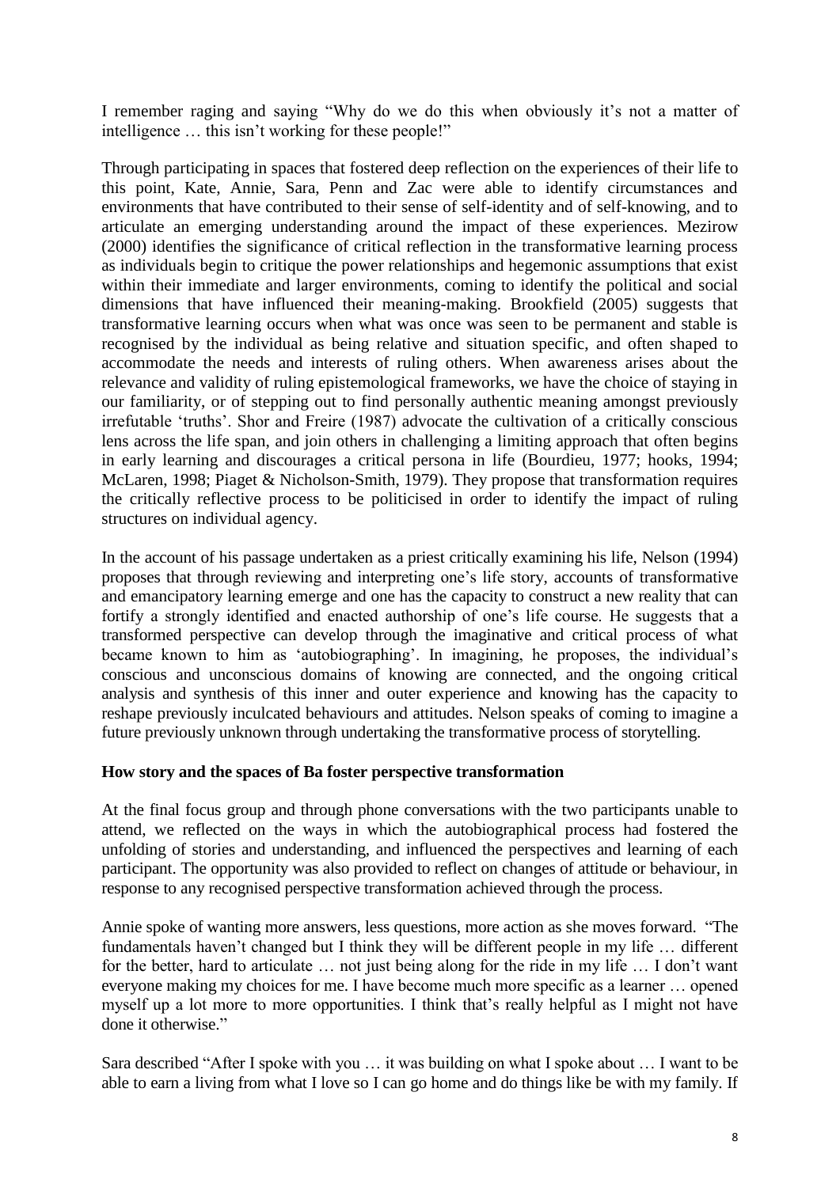I remember raging and saying "Why do we do this when obviously it's not a matter of intelligence … this isn't working for these people!"

Through participating in spaces that fostered deep reflection on the experiences of their life to this point, Kate, Annie, Sara, Penn and Zac were able to identify circumstances and environments that have contributed to their sense of self-identity and of self-knowing, and to articulate an emerging understanding around the impact of these experiences. Mezirow (2000) identifies the significance of critical reflection in the transformative learning process as individuals begin to critique the power relationships and hegemonic assumptions that exist within their immediate and larger environments, coming to identify the political and social dimensions that have influenced their meaning-making. Brookfield (2005) suggests that transformative learning occurs when what was once was seen to be permanent and stable is recognised by the individual as being relative and situation specific, and often shaped to accommodate the needs and interests of ruling others. When awareness arises about the relevance and validity of ruling epistemological frameworks, we have the choice of staying in our familiarity, or of stepping out to find personally authentic meaning amongst previously irrefutable 'truths'. Shor and Freire (1987) advocate the cultivation of a critically conscious lens across the life span, and join others in challenging a limiting approach that often begins in early learning and discourages a critical persona in life (Bourdieu, 1977; hooks, 1994; McLaren, 1998; Piaget & Nicholson-Smith, 1979). They propose that transformation requires the critically reflective process to be politicised in order to identify the impact of ruling structures on individual agency.

In the account of his passage undertaken as a priest critically examining his life, Nelson (1994) proposes that through reviewing and interpreting one's life story, accounts of transformative and emancipatory learning emerge and one has the capacity to construct a new reality that can fortify a strongly identified and enacted authorship of one's life course. He suggests that a transformed perspective can develop through the imaginative and critical process of what became known to him as 'autobiographing'. In imagining, he proposes, the individual's conscious and unconscious domains of knowing are connected, and the ongoing critical analysis and synthesis of this inner and outer experience and knowing has the capacity to reshape previously inculcated behaviours and attitudes. Nelson speaks of coming to imagine a future previously unknown through undertaking the transformative process of storytelling.

**How story and the spaces of Ba foster perspective transformation**

At the final focus group and through phone conversations with the two participants unable to attend, we reflected on the ways in which the autobiographical process had fostered the unfolding of stories and understanding, and influenced the perspectives and learning of each participant. The opportunity was also provided to reflect on changes of attitude or behaviour, in response to any recognised perspective transformation achieved through the process.

Annie spoke of wanting more answers, less questions, more action as she moves forward. "The fundamentals haven't changed but I think they will be different people in my life … different for the better, hard to articulate … not just being along for the ride in my life … I don't want everyone making my choices for me. I have become much more specific as a learner … opened myself up a lot more to more opportunities. I think that's really helpful as I might not have done it otherwise."

Sara described "After I spoke with you … it was building on what I spoke about … I want to be able to earn a living from what I love so I can go home and do things like be with my family. If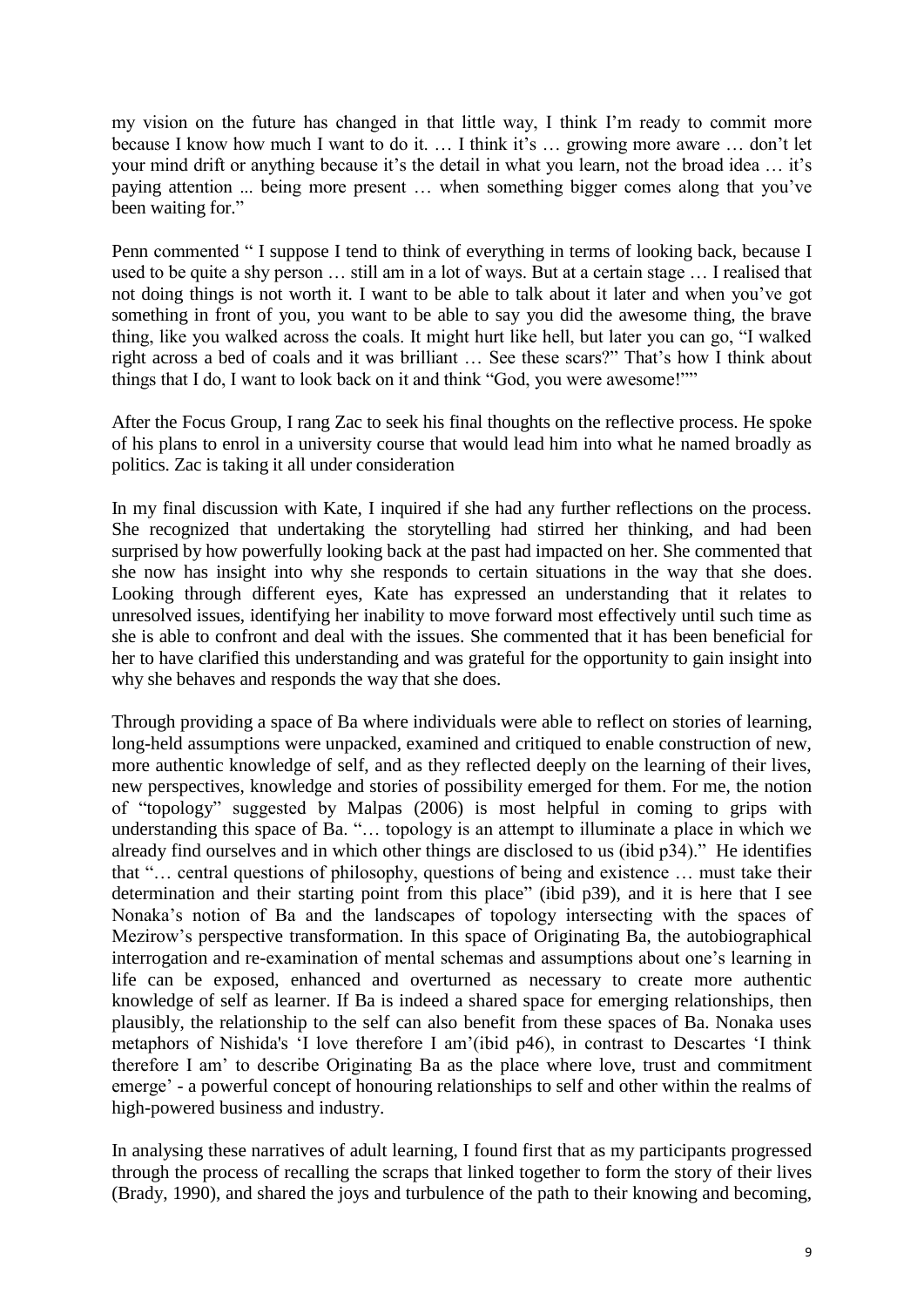my vision on the future has changed in that little way, I think I'm ready to commit more because I know how much I want to do it. … I think it's … growing more aware … don't let your mind drift or anything because it's the detail in what you learn, not the broad idea … it's paying attention ... being more present … when something bigger comes along that you've been waiting for."

Penn commented " I suppose I tend to think of everything in terms of looking back, because I used to be quite a shy person … still am in a lot of ways. But at a certain stage … I realised that not doing things is not worth it. I want to be able to talk about it later and when you've got something in front of you, you want to be able to say you did the awesome thing, the brave thing, like you walked across the coals. It might hurt like hell, but later you can go, "I walked right across a bed of coals and it was brilliant … See these scars?" That's how I think about things that I do, I want to look back on it and think "God, you were awesome!""

After the Focus Group, I rang Zac to seek his final thoughts on the reflective process. He spoke of his plans to enrol in a university course that would lead him into what he named broadly as politics. Zac is taking it all under consideration

In my final discussion with Kate, I inquired if she had any further reflections on the process. She recognized that undertaking the storytelling had stirred her thinking, and had been surprised by how powerfully looking back at the past had impacted on her. She commented that she now has insight into why she responds to certain situations in the way that she does. Looking through different eyes, Kate has expressed an understanding that it relates to unresolved issues, identifying her inability to move forward most effectively until such time as she is able to confront and deal with the issues. She commented that it has been beneficial for her to have clarified this understanding and was grateful for the opportunity to gain insight into why she behaves and responds the way that she does.

Through providing a space of Ba where individuals were able to reflect on stories of learning, long-held assumptions were unpacked, examined and critiqued to enable construction of new, more authentic knowledge of self, and as they reflected deeply on the learning of their lives, new perspectives, knowledge and stories of possibility emerged for them. For me, the notion of "topology" suggested by Malpas (2006) is most helpful in coming to grips with understanding this space of Ba. "… topology is an attempt to illuminate a place in which we already find ourselves and in which other things are disclosed to us (ibid p34)." He identifies that "… central questions of philosophy, questions of being and existence … must take their determination and their starting point from this place" (ibid p39), and it is here that I see Nonaka's notion of Ba and the landscapes of topology intersecting with the spaces of Mezirow's perspective transformation. In this space of Originating Ba, the autobiographical interrogation and re-examination of mental schemas and assumptions about one's learning in life can be exposed, enhanced and overturned as necessary to create more authentic knowledge of self as learner. If Ba is indeed a shared space for emerging relationships, then plausibly, the relationship to the self can also benefit from these spaces of Ba. Nonaka uses metaphors of Nishida's 'I love therefore I am'(ibid p46), in contrast to Descartes 'I think therefore I am' to describe Originating Ba as the place where love, trust and commitment emerge' - a powerful concept of honouring relationships to self and other within the realms of high-powered business and industry.

In analysing these narratives of adult learning, I found first that as my participants progressed through the process of recalling the scraps that linked together to form the story of their lives (Brady, 1990), and shared the joys and turbulence of the path to their knowing and becoming,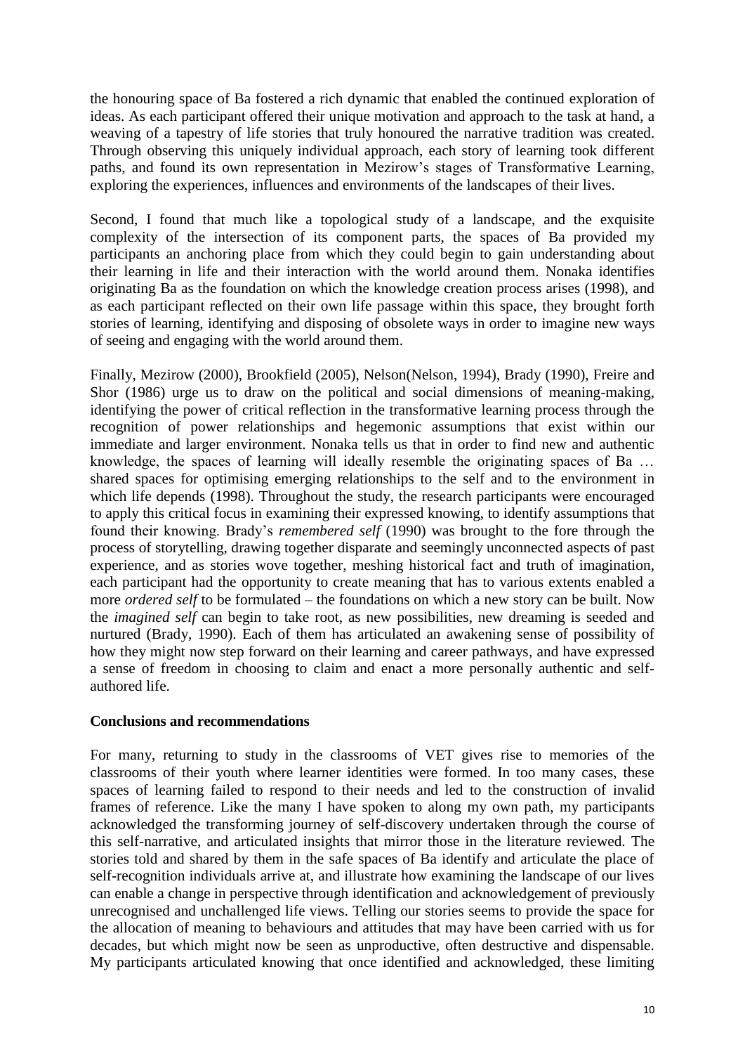the honouring space of Ba fostered a rich dynamic that enabled the continued exploration of ideas. As each participant offered their unique motivation and approach to the task at hand, a weaving of a tapestry of life stories that truly honoured the narrative tradition was created. Through observing this uniquely individual approach, each story of learning took different paths, and found its own representation in Mezirow's stages of Transformative Learning, exploring the experiences, influences and environments of the landscapes of their lives.

Second, I found that much like a topological study of a landscape, and the exquisite complexity of the intersection of its component parts, the spaces of Ba provided my participants an anchoring place from which they could begin to gain understanding about their learning in life and their interaction with the world around them. Nonaka identifies originating Ba as the foundation on which the knowledge creation process arises (1998), and as each participant reflected on their own life passage within this space, they brought forth stories of learning, identifying and disposing of obsolete ways in order to imagine new ways of seeing and engaging with the world around them.

Finally, Mezirow (2000), Brookfield (2005), Nelson(Nelson, 1994), Brady (1990), Freire and Shor (1986) urge us to draw on the political and social dimensions of meaning-making, identifying the power of critical reflection in the transformative learning process through the recognition of power relationships and hegemonic assumptions that exist within our immediate and larger environment. Nonaka tells us that in order to find new and authentic knowledge, the spaces of learning will ideally resemble the originating spaces of Ba … shared spaces for optimising emerging relationships to the self and to the environment in which life depends (1998). Throughout the study, the research participants were encouraged to apply this critical focus in examining their expressed knowing, to identify assumptions that found their knowing. Brady's *remembered self* (1990) was brought to the fore through the process of storytelling, drawing together disparate and seemingly unconnected aspects of past experience, and as stories wove together, meshing historical fact and truth of imagination, each participant had the opportunity to create meaning that has to various extents enabled a more *ordered self* to be formulated – the foundations on which a new story can be built. Now the *imagined self* can begin to take root, as new possibilities, new dreaming is seeded and nurtured (Brady, 1990). Each of them has articulated an awakening sense of possibility of how they might now step forward on their learning and career pathways, and have expressed a sense of freedom in choosing to claim and enact a more personally authentic and self-authored life.

**Conclusions and recommendations**

For many, returning to study in the classrooms of VET gives rise to memories of the classrooms of their youth where learner identities were formed. In too many cases, these spaces of learning failed to respond to their needs and led to the construction of invalid frames of reference. Like the many I have spoken to along my own path, my participants acknowledged the transforming journey of self-discovery undertaken through the course of this self-narrative, and articulated insights that mirror those in the literature reviewed. The stories told and shared by them in the safe spaces of Ba identify and articulate the place of self-recognition individuals arrive at, and illustrate how examining the landscape of our lives can enable a change in perspective through identification and acknowledgement of previously unrecognised and unchallenged life views. Telling our stories seems to provide the space for the allocation of meaning to behaviours and attitudes that may have been carried with us for decades, but which might now be seen as unproductive, often destructive and dispensable. My participants articulated knowing that once identified and acknowledged, these limiting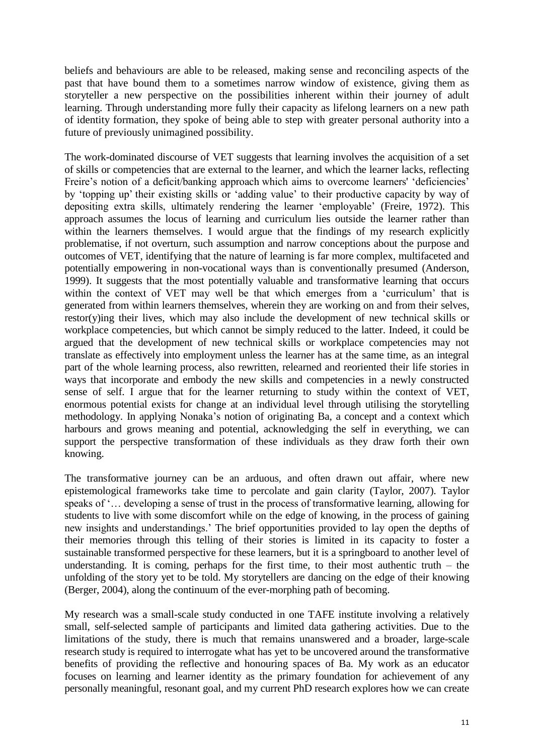beliefs and behaviours are able to be released, making sense and reconciling aspects of the past that have bound them to a sometimes narrow window of existence, giving them as storyteller a new perspective on the possibilities inherent within their journey of adult learning. Through understanding more fully their capacity as lifelong learners on a new path of identity formation, they spoke of being able to step with greater personal authority into a future of previously unimagined possibility.

The work-dominated discourse of VET suggests that learning involves the acquisition of a set of skills or competencies that are external to the learner, and which the learner lacks, reflecting Freire's notion of a deficit/banking approach which aims to overcome learners' 'deficiencies' by 'topping up' their existing skills or 'adding value' to their productive capacity by way of depositing extra skills, ultimately rendering the learner 'employable' (Freire, 1972). This approach assumes the locus of learning and curriculum lies outside the learner rather than within the learners themselves. I would argue that the findings of my research explicitly problematise, if not overturn, such assumption and narrow conceptions about the purpose and outcomes of VET, identifying that the nature of learning is far more complex, multifaceted and potentially empowering in non-vocational ways than is conventionally presumed (Anderson, 1999). It suggests that the most potentially valuable and transformative learning that occurs within the context of VET may well be that which emerges from a 'curriculum' that is generated from within learners themselves, wherein they are working on and from their selves, restor(y)ing their lives, which may also include the development of new technical skills or workplace competencies, but which cannot be simply reduced to the latter. Indeed, it could be argued that the development of new technical skills or workplace competencies may not translate as effectively into employment unless the learner has at the same time, as an integral part of the whole learning process, also rewritten, relearned and reoriented their life stories in ways that incorporate and embody the new skills and competencies in a newly constructed sense of self. I argue that for the learner returning to study within the context of VET, enormous potential exists for change at an individual level through utilising the storytelling methodology. In applying Nonaka's notion of originating Ba, a concept and a context which harbours and grows meaning and potential, acknowledging the self in everything, we can support the perspective transformation of these individuals as they draw forth their own knowing.

The transformative journey can be an arduous, and often drawn out affair, where new epistemological frameworks take time to percolate and gain clarity (Taylor, 2007). Taylor speaks of '… developing a sense of trust in the process of transformative learning, allowing for students to live with some discomfort while on the edge of knowing, in the process of gaining new insights and understandings.' The brief opportunities provided to lay open the depths of their memories through this telling of their stories is limited in its capacity to foster a sustainable transformed perspective for these learners, but it is a springboard to another level of understanding. It is coming, perhaps for the first time, to their most authentic truth – the unfolding of the story yet to be told. My storytellers are dancing on the edge of their knowing (Berger, 2004), along the continuum of the ever-morphing path of becoming.

My research was a small-scale study conducted in one TAFE institute involving a relatively small, self-selected sample of participants and limited data gathering activities. Due to the limitations of the study, there is much that remains unanswered and a broader, large-scale research study is required to interrogate what has yet to be uncovered around the transformative benefits of providing the reflective and honouring spaces of Ba. My work as an educator focuses on learning and learner identity as the primary foundation for achievement of any personally meaningful, resonant goal, and my current PhD research explores how we can create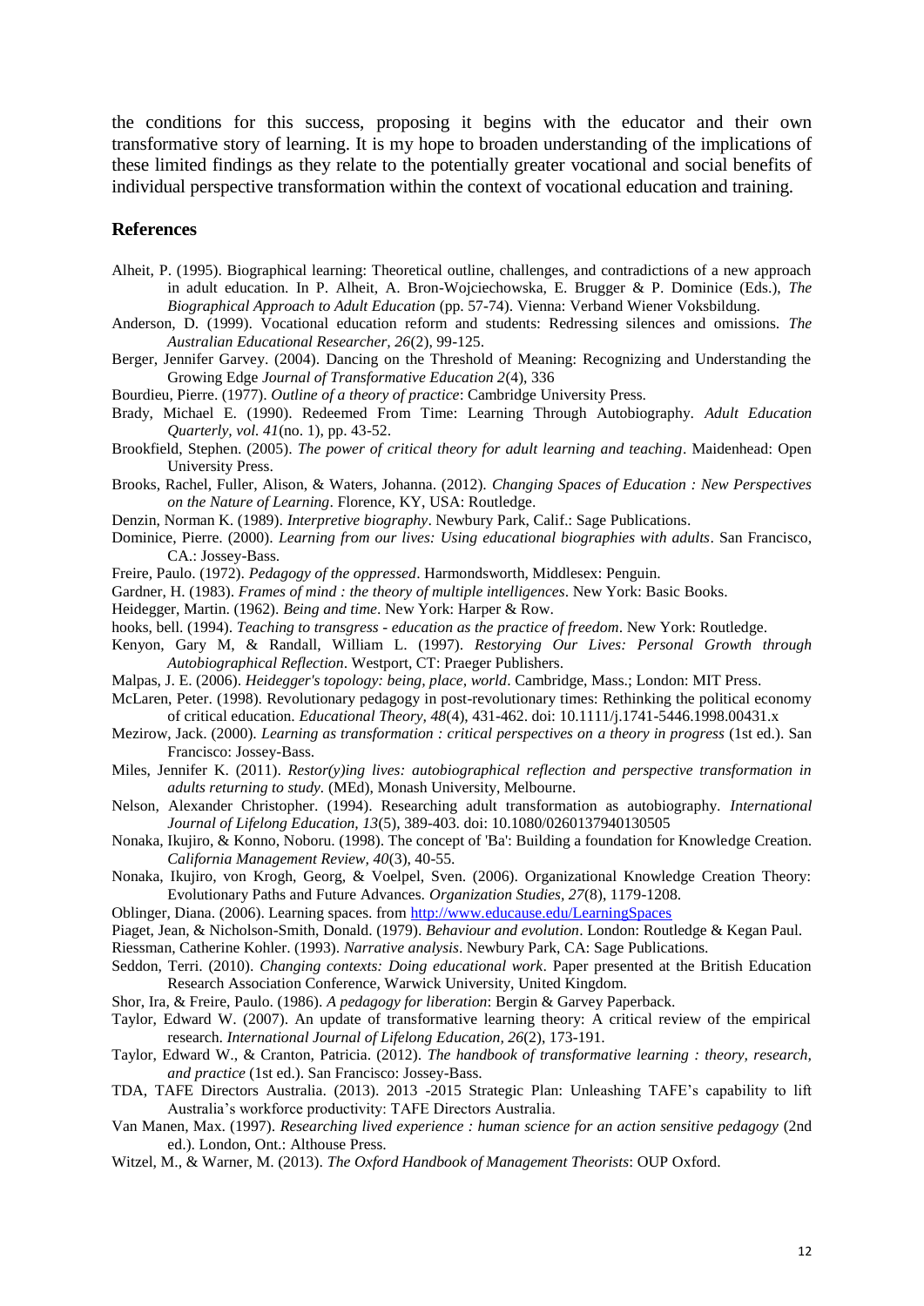the conditions for this success, proposing it begins with the educator and their own transformative story of learning. It is my hope to broaden understanding of the implications of these limited findings as they relate to the potentially greater vocational and social benefits of individual perspective transformation within the context of vocational education and training.

## References

Alheit, P. (1995). Biographical learning: Theoretical outline, challenges, and contradictions of a new approach in adult education. In P. Alheit, A. Bron-Wojciechowska, E. Brugger & P. Dominice (Eds.), *The Biographical Approach to Adult Education* (pp. 57-74). Vienna: Verband Wiener Voksbildung.

Anderson, D. (1999). Vocational education reform and students: Redressing silences and omissions. *The Australian Educational Researcher, 26*(2), 99-125.

Berger, Jennifer Garvey. (2004). Dancing on the Threshold of Meaning: Recognizing and Understanding the Growing Edge *Journal of Transformative Education 2*(4), 336

Bourdieu, Pierre. (1977). *Outline of a theory of practice*: Cambridge University Press.

Brady, Michael E. (1990). Redeemed From Time: Learning Through Autobiography. *Adult Education Quarterly, vol. 41*(no. 1), pp. 43-52.

Brookfield, Stephen. (2005). *The power of critical theory for adult learning and teaching*. Maidenhead: Open University Press.

Brooks, Rachel, Fuller, Alison, & Waters, Johanna. (2012). *Changing Spaces of Education : New Perspectives on the Nature of Learning*. Florence, KY, USA: Routledge.

Denzin, Norman K. (1989). *Interpretive biography*. Newbury Park, Calif.: Sage Publications.

Dominice, Pierre. (2000). *Learning from our lives: Using educational biographies with adults*. San Francisco, CA.: Jossey-Bass.

Freire, Paulo. (1972). *Pedagogy of the oppressed*. Harmondsworth, Middlesex: Penguin.

Gardner, H. (1983). *Frames of mind : the theory of multiple intelligences*. New York: Basic Books.

Heidegger, Martin. (1962). *Being and time*. New York: Harper & Row.

hooks, bell. (1994). *Teaching to transgress - education as the practice of freedom*. New York: Routledge.

Kenyon, Gary M, & Randall, William L. (1997). *Restorying Our Lives: Personal Growth through Autobiographical Reflection*. Westport, CT: Praeger Publishers.

Malpas, J. E. (2006). *Heidegger's topology: being, place, world*. Cambridge, Mass.; London: MIT Press.

McLaren, Peter. (1998). Revolutionary pedagogy in post-revolutionary times: Rethinking the political economy of critical education. *Educational Theory, 48*(4), 431-462. doi: 10.1111/j.1741-5446.1998.00431.x

Mezirow, Jack. (2000). *Learning as transformation : critical perspectives on a theory in progress* (1st ed.). San Francisco: Jossey-Bass.

Miles, Jennifer K. (2011). *Restor(y)ing lives: autobiographical reflection and perspective transformation in adults returning to study.* (MEd), Monash University, Melbourne.

Nelson, Alexander Christopher. (1994). Researching adult transformation as autobiography. *International Journal of Lifelong Education, 13*(5), 389-403. doi: 10.1080/0260137940130505

Nonaka, Ikujiro, & Konno, Noboru. (1998). The concept of 'Ba': Building a foundation for Knowledge Creation. *California Management Review, 40*(3), 40-55.

Nonaka, Ikujiro, von Krogh, Georg, & Voelpel, Sven. (2006). Organizational Knowledge Creation Theory: Evolutionary Paths and Future Advances. *Organization Studies, 27*(8), 1179-1208.

Oblinger, Diana. (2006). Learning spaces. from http://www.educause.edu/LearningSpaces

Piaget, Jean, & Nicholson-Smith, Donald. (1979). *Behaviour and evolution*. London: Routledge & Kegan Paul.

Riessman, Catherine Kohler. (1993). *Narrative analysis*. Newbury Park, CA: Sage Publications.

Seddon, Terri. (2010). *Changing contexts: Doing educational work*. Paper presented at the British Education Research Association Conference, Warwick University, United Kingdom.

Shor, Ira, & Freire, Paulo. (1986). *A pedagogy for liberation*: Bergin & Garvey Paperback.

Taylor, Edward W. (2007). An update of transformative learning theory: A critical review of the empirical research. *International Journal of Lifelong Education, 26*(2), 173-191.

Taylor, Edward W., & Cranton, Patricia. (2012). *The handbook of transformative learning : theory, research, and practice* (1st ed.). San Francisco: Jossey-Bass.

TDA, TAFE Directors Australia. (2013). 2013 -2015 Strategic Plan: Unleashing TAFE's capability to lift Australia's workforce productivity: TAFE Directors Australia.

Van Manen, Max. (1997). *Researching lived experience : human science for an action sensitive pedagogy* (2nd ed.). London, Ont.: Althouse Press.

Witzel, M., & Warner, M. (2013). *The Oxford Handbook of Management Theorists*: OUP Oxford.